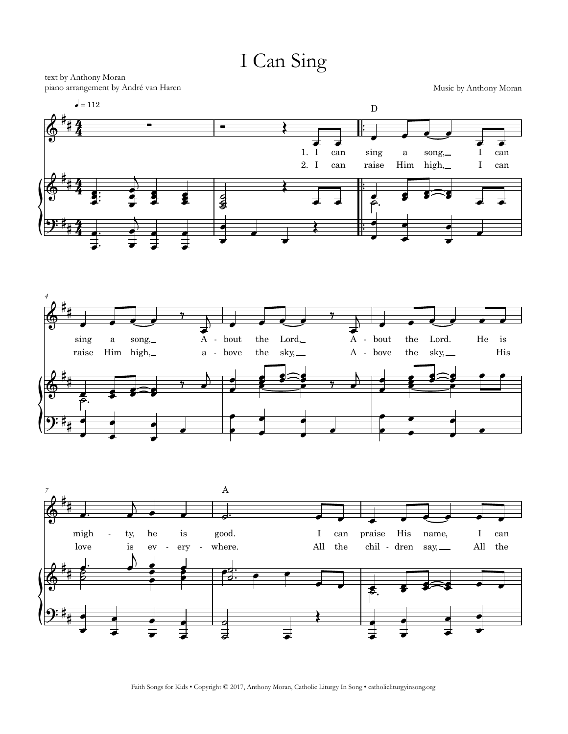# I Can Sing

text by Anthony Moran
piano arrangement by André van Haren

Music by Anthony Moran

♩ = 112

1. I can sing a song, I can sing a song, About the Lord, About the Lord. He is migh - ty, he is good. I can praise His name, I can

2. I can raise Him high, I can raise Him high, a - bove the sky, A - bove the sky, His love is ev - ery - where. All the chil - dren say, All the

Faith Songs for Kids • Copyright © 2017, Anthony Moran, Catholic Liturgy In Song • catholicliturgyinsong.org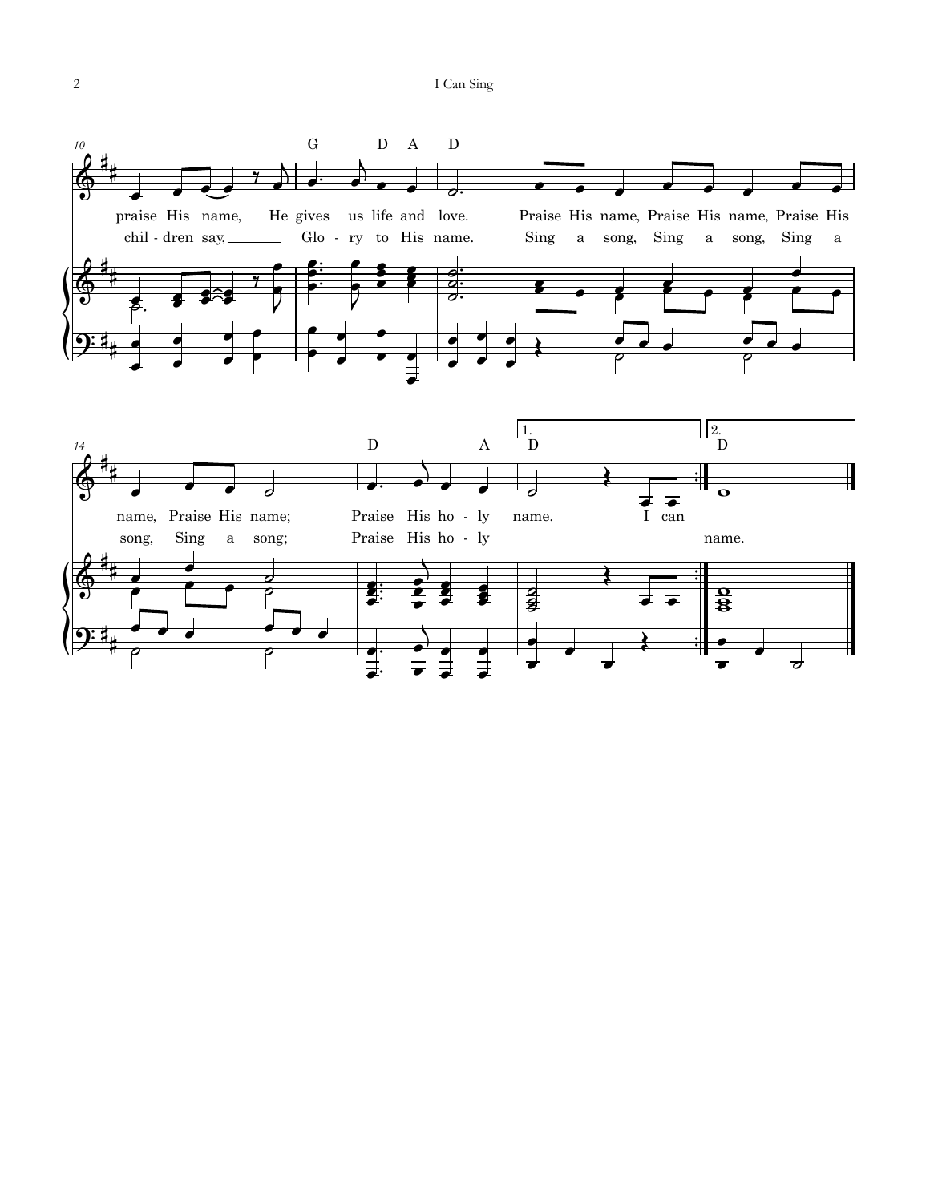praise His name, He gives us life and love. Praise His name, Praise His name, Praise His name, Praise His name; Praise His ho - ly name. I can

chil - dren say, Glo - ry to His name. Sing a song, Sing a song, Sing a song, Sing a song; Praise His ho - ly name.